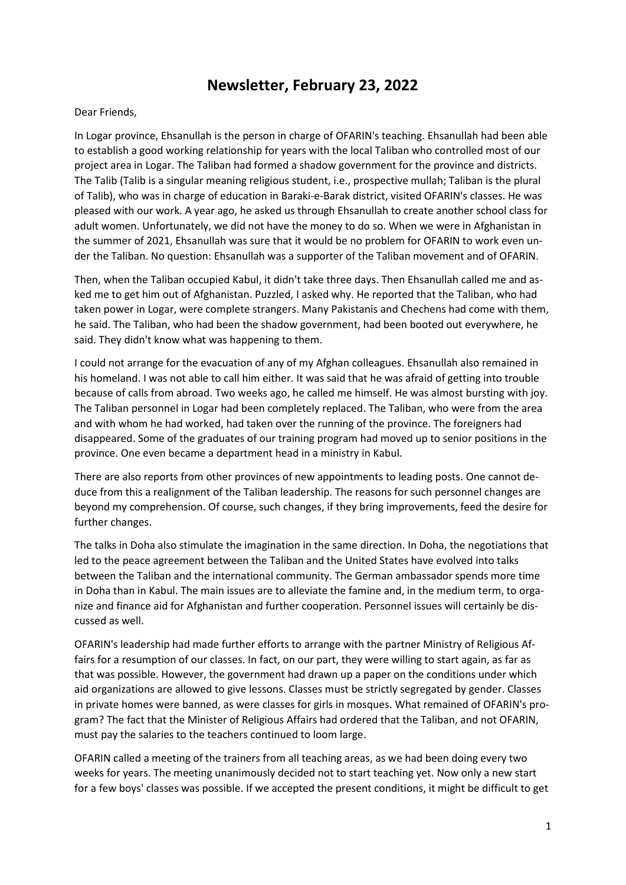# Newsletter, February 23, 2022

Dear Friends,

In Logar province, Ehsanullah is the person in charge of OFARIN's teaching. Ehsanullah had been able to establish a good working relationship for years with the local Taliban who controlled most of our project area in Logar. The Taliban had formed a shadow government for the province and districts. The Talib (Talib is a singular meaning religious student, i.e., prospective mullah; Taliban is the plural of Talib), who was in charge of education in Baraki-e-Barak district, visited OFARIN's classes. He was pleased with our work. A year ago, he asked us through Ehsanullah to create another school class for adult women. Unfortunately, we did not have the money to do so. When we were in Afghanistan in the summer of 2021, Ehsanullah was sure that it would be no problem for OFARIN to work even under the Taliban. No question: Ehsanullah was a supporter of the Taliban movement and of OFARIN.

Then, when the Taliban occupied Kabul, it didn't take three days. Then Ehsanullah called me and asked me to get him out of Afghanistan. Puzzled, I asked why. He reported that the Taliban, who had taken power in Logar, were complete strangers. Many Pakistanis and Chechens had come with them, he said. The Taliban, who had been the shadow government, had been booted out everywhere, he said. They didn't know what was happening to them.

I could not arrange for the evacuation of any of my Afghan colleagues. Ehsanullah also remained in his homeland. I was not able to call him either. It was said that he was afraid of getting into trouble because of calls from abroad. Two weeks ago, he called me himself. He was almost bursting with joy. The Taliban personnel in Logar had been completely replaced. The Taliban, who were from the area and with whom he had worked, had taken over the running of the province. The foreigners had disappeared. Some of the graduates of our training program had moved up to senior positions in the province. One even became a department head in a ministry in Kabul.

There are also reports from other provinces of new appointments to leading posts. One cannot deduce from this a realignment of the Taliban leadership. The reasons for such personnel changes are beyond my comprehension. Of course, such changes, if they bring improvements, feed the desire for further changes.

The talks in Doha also stimulate the imagination in the same direction. In Doha, the negotiations that led to the peace agreement between the Taliban and the United States have evolved into talks between the Taliban and the international community. The German ambassador spends more time in Doha than in Kabul. The main issues are to alleviate the famine and, in the medium term, to organize and finance aid for Afghanistan and further cooperation. Personnel issues will certainly be discussed as well.

OFARIN's leadership had made further efforts to arrange with the partner Ministry of Religious Affairs for a resumption of our classes. In fact, on our part, they were willing to start again, as far as that was possible. However, the government had drawn up a paper on the conditions under which aid organizations are allowed to give lessons. Classes must be strictly segregated by gender. Classes in private homes were banned, as were classes for girls in mosques. What remained of OFARIN's program? The fact that the Minister of Religious Affairs had ordered that the Taliban, and not OFARIN, must pay the salaries to the teachers continued to loom large.

OFARIN called a meeting of the trainers from all teaching areas, as we had been doing every two weeks for years. The meeting unanimously decided not to start teaching yet. Now only a new start for a few boys' classes was possible. If we accepted the present conditions, it might be difficult to get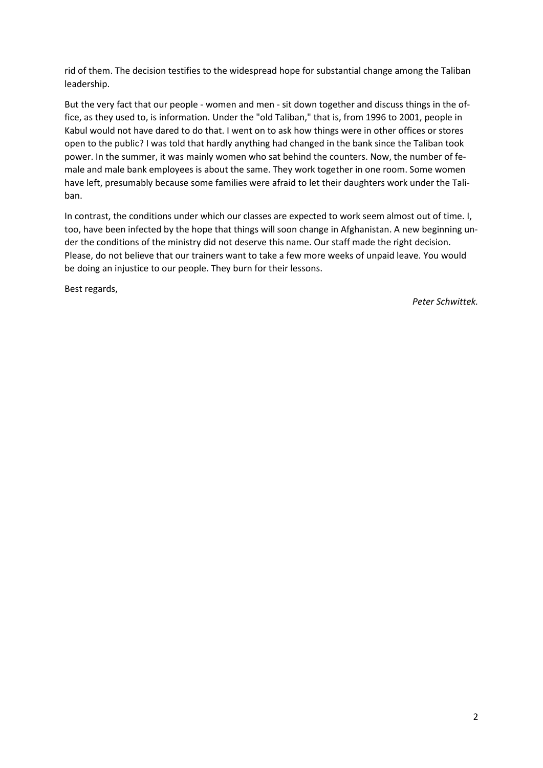rid of them. The decision testifies to the widespread hope for substantial change among the Taliban leadership.

But the very fact that our people - women and men - sit down together and discuss things in the office, as they used to, is information. Under the "old Taliban," that is, from 1996 to 2001, people in Kabul would not have dared to do that. I went on to ask how things were in other offices or stores open to the public? I was told that hardly anything had changed in the bank since the Taliban took power. In the summer, it was mainly women who sat behind the counters. Now, the number of female and male bank employees is about the same. They work together in one room. Some women have left, presumably because some families were afraid to let their daughters work under the Taliban.

In contrast, the conditions under which our classes are expected to work seem almost out of time. I, too, have been infected by the hope that things will soon change in Afghanistan. A new beginning under the conditions of the ministry did not deserve this name. Our staff made the right decision. Please, do not believe that our trainers want to take a few more weeks of unpaid leave. You would be doing an injustice to our people. They burn for their lessons.

Best regards,

*Peter Schwittek.*